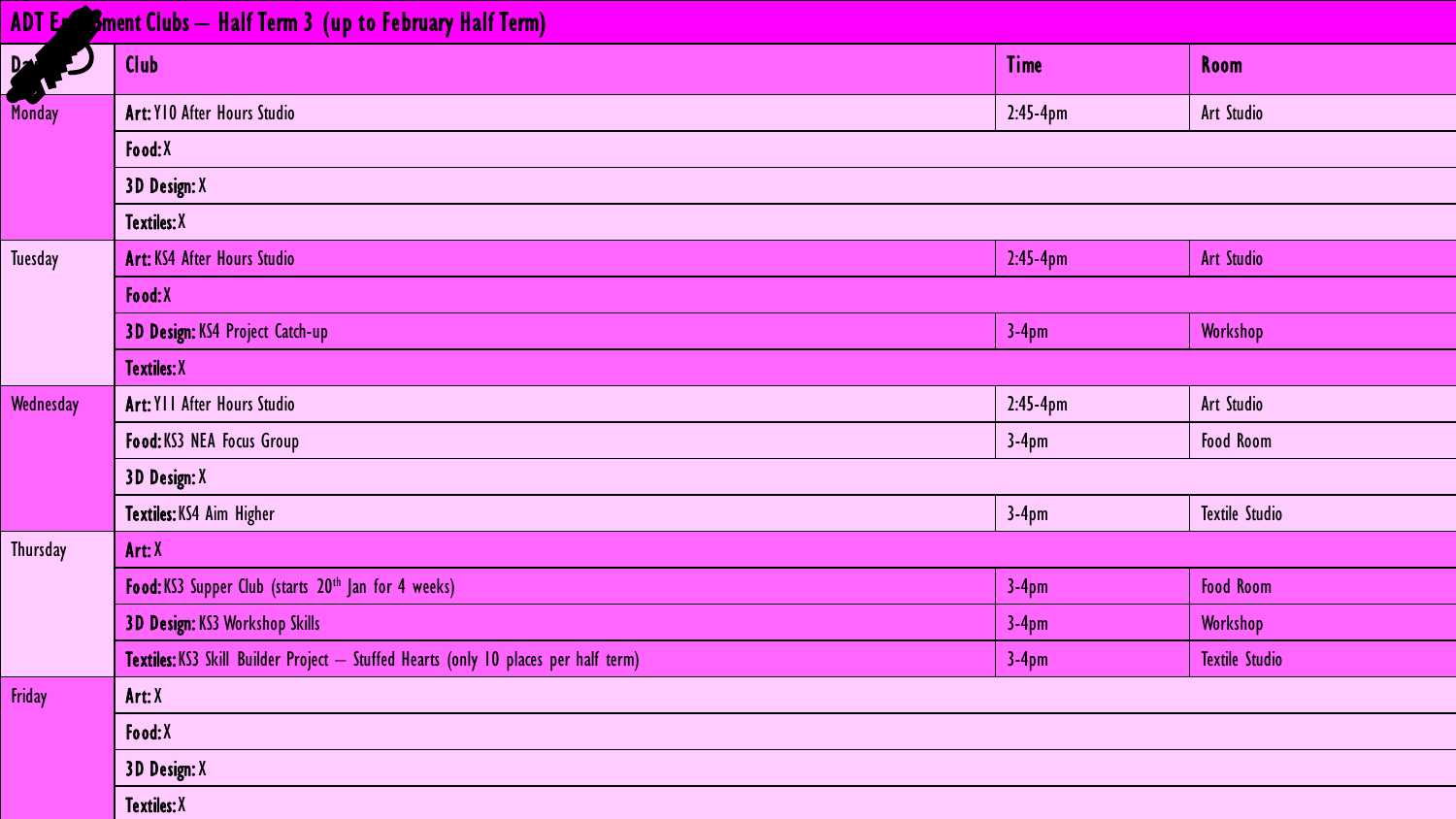# ADT Enrichment Clubs – Half Term 3 (up to February Half Term)

| Day | Club | Time | Room |
| --- | --- | --- | --- |
| Monday | **Art:** Y10 After Hours Studio | 2:45-4pm | Art Studio |
| | **Food:** X | | |
| | **3D Design:** X | | |
| | **Textiles:** X | | |
| Tuesday | **Art:** KS4 After Hours Studio | 2:45-4pm | Art Studio |
| | **Food:** X | | |
| | **3D Design:** KS4 Project Catch-up | 3-4pm | Workshop |
| | **Textiles:** X | | |
| Wednesday | **Art:** Y11 After Hours Studio | 2:45-4pm | Art Studio |
| | **Food:** KS3 NEA Focus Group | 3-4pm | Food Room |
| | **3D Design:** X | | |
| | **Textiles:** KS4 Aim Higher | 3-4pm | Textile Studio |
| Thursday | **Art:** X | | |
| | **Food:** KS3 Supper Club (starts 20th Jan for 4 weeks) | 3-4pm | Food Room |
| | **3D Design:** KS3 Workshop Skills | 3-4pm | Workshop |
| | **Textiles:** KS3 Skill Builder Project – Stuffed Hearts (only 10 places per half term) | 3-4pm | Textile Studio |
| Friday | **Art:** X | | |
| | **Food:** X | | |
| | **3D Design:** X | | |
| | **Textiles:** X | | |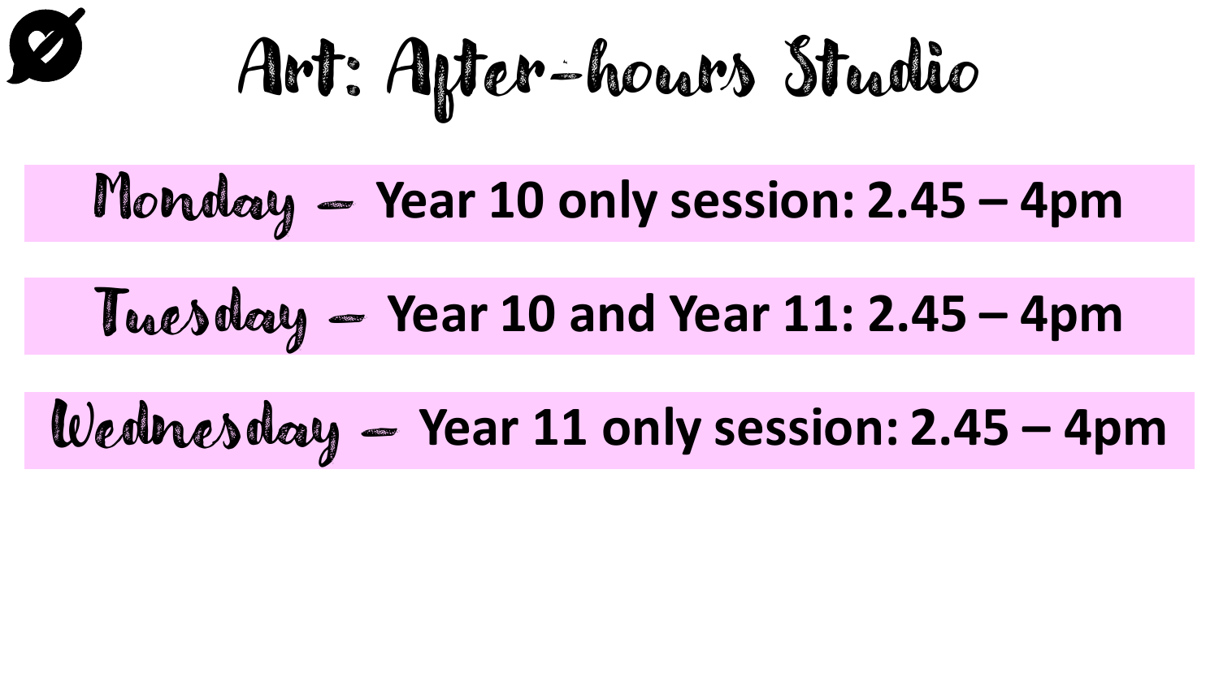# Art: After-hours Studio

**Monday – Year 10 only session: 2.45 – 4pm**

**Tuesday – Year 10 and Year 11: 2.45 – 4pm**

**Wednesday – Year 11 only session: 2.45 – 4pm**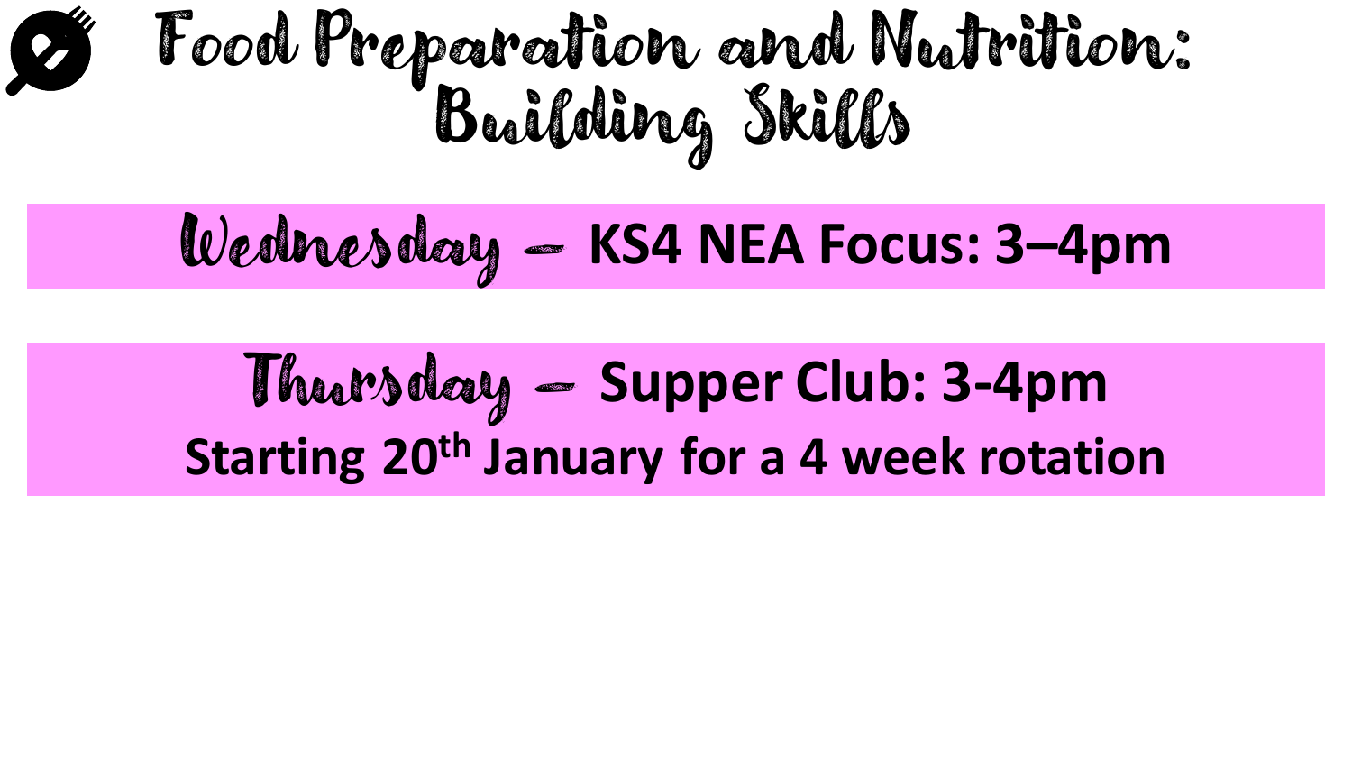# Food Preparation and Nutrition: Building Skills

**Wednesday – KS4 NEA Focus: 3–4pm**

**Thursday – Supper Club: 3-4pm**

**Starting 20th January for a 4 week rotation**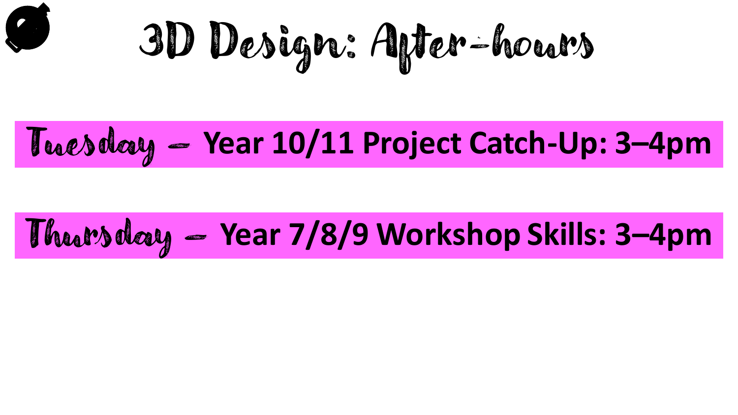# 3D Design: After-hours

**Tuesday – Year 10/11 Project Catch-Up: 3–4pm**

**Thursday – Year 7/8/9 Workshop Skills: 3–4pm**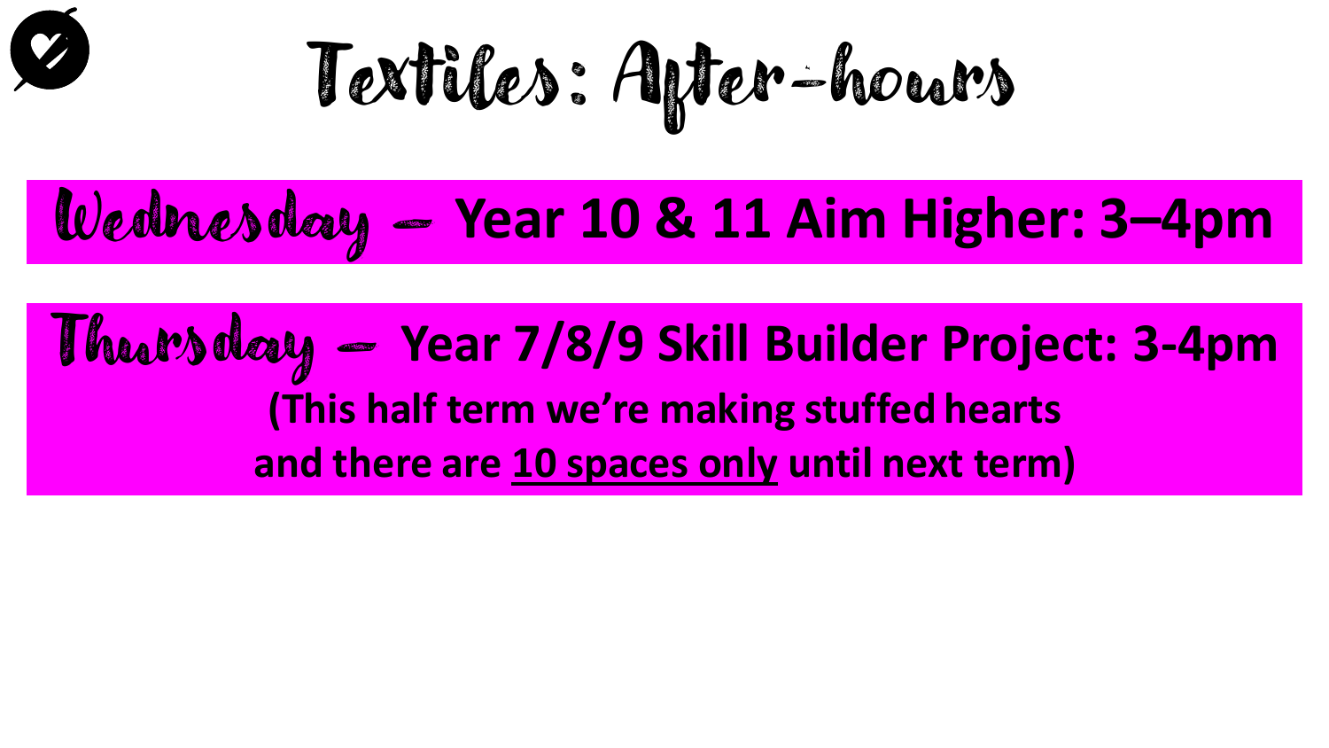# Textiles: After-hours

**Wednesday – Year 10 & 11 Aim Higher: 3–4pm**

**Thursday – Year 7/8/9 Skill Builder Project: 3-4pm**

**(This half term we're making stuffed hearts and there are <u>10 spaces only</u> until next term)**